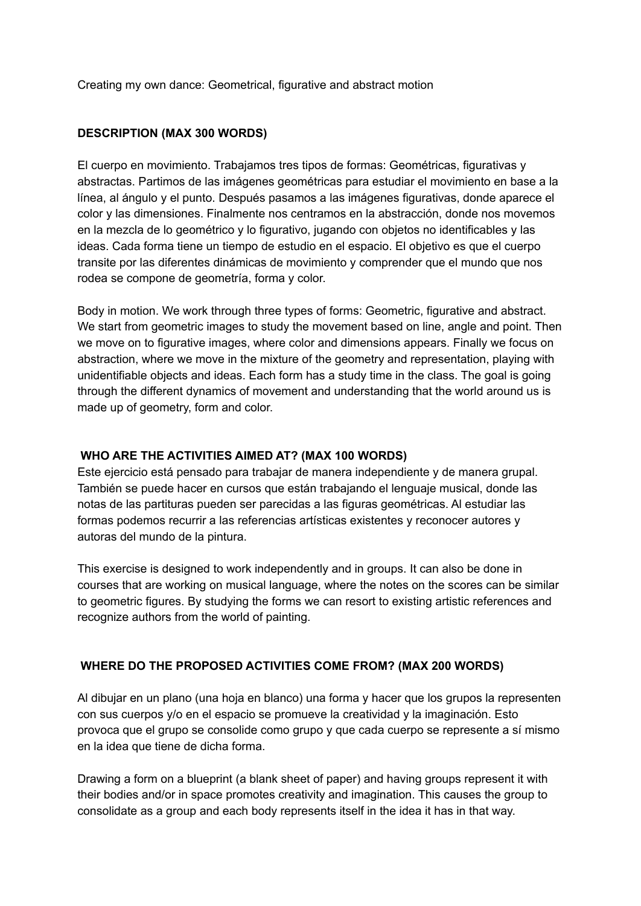Creating my own dance: Geometrical, figurative and abstract motion

**DESCRIPTION (MAX 300 WORDS)**

El cuerpo en movimiento. Trabajamos tres tipos de formas: Geométricas, figurativas y abstractas. Partimos de las imágenes geométricas para estudiar el movimiento en base a la línea, al ángulo y el punto. Después pasamos a las imágenes figurativas, donde aparece el color y las dimensiones. Finalmente nos centramos en la abstracción, donde nos movemos en la mezcla de lo geométrico y lo figurativo, jugando con objetos no identificables y las ideas. Cada forma tiene un tiempo de estudio en el espacio. El objetivo es que el cuerpo transite por las diferentes dinámicas de movimiento y comprender que el mundo que nos rodea se compone de geometría, forma y color.

Body in motion. We work through three types of forms: Geometric, figurative and abstract. We start from geometric images to study the movement based on line, angle and point. Then we move on to figurative images, where color and dimensions appears. Finally we focus on abstraction, where we move in the mixture of the geometry and representation, playing with unidentifiable objects and ideas. Each form has a study time in the class. The goal is going through the different dynamics of movement and understanding that the world around us is made up of geometry, form and color.

**WHO ARE THE ACTIVITIES AIMED AT? (MAX 100 WORDS)**

Este ejercicio está pensado para trabajar de manera independiente y de manera grupal. También se puede hacer en cursos que están trabajando el lenguaje musical, donde las notas de las partituras pueden ser parecidas a las figuras geométricas. Al estudiar las formas podemos recurrir a las referencias artísticas existentes y reconocer autores y autoras del mundo de la pintura.

This exercise is designed to work independently and in groups. It can also be done in courses that are working on musical language, where the notes on the scores can be similar to geometric figures. By studying the forms we can resort to existing artistic references and recognize authors from the world of painting.

**WHERE DO THE PROPOSED ACTIVITIES COME FROM? (MAX 200 WORDS)**

Al dibujar en un plano (una hoja en blanco) una forma y hacer que los grupos la representen con sus cuerpos y/o en el espacio se promueve la creatividad y la imaginación. Esto provoca que el grupo se consolide como grupo y que cada cuerpo se represente a sí mismo en la idea que tiene de dicha forma.

Drawing a form on a blueprint (a blank sheet of paper) and having groups represent it with their bodies and/or in space promotes creativity and imagination. This causes the group to consolidate as a group and each body represents itself in the idea it has in that way.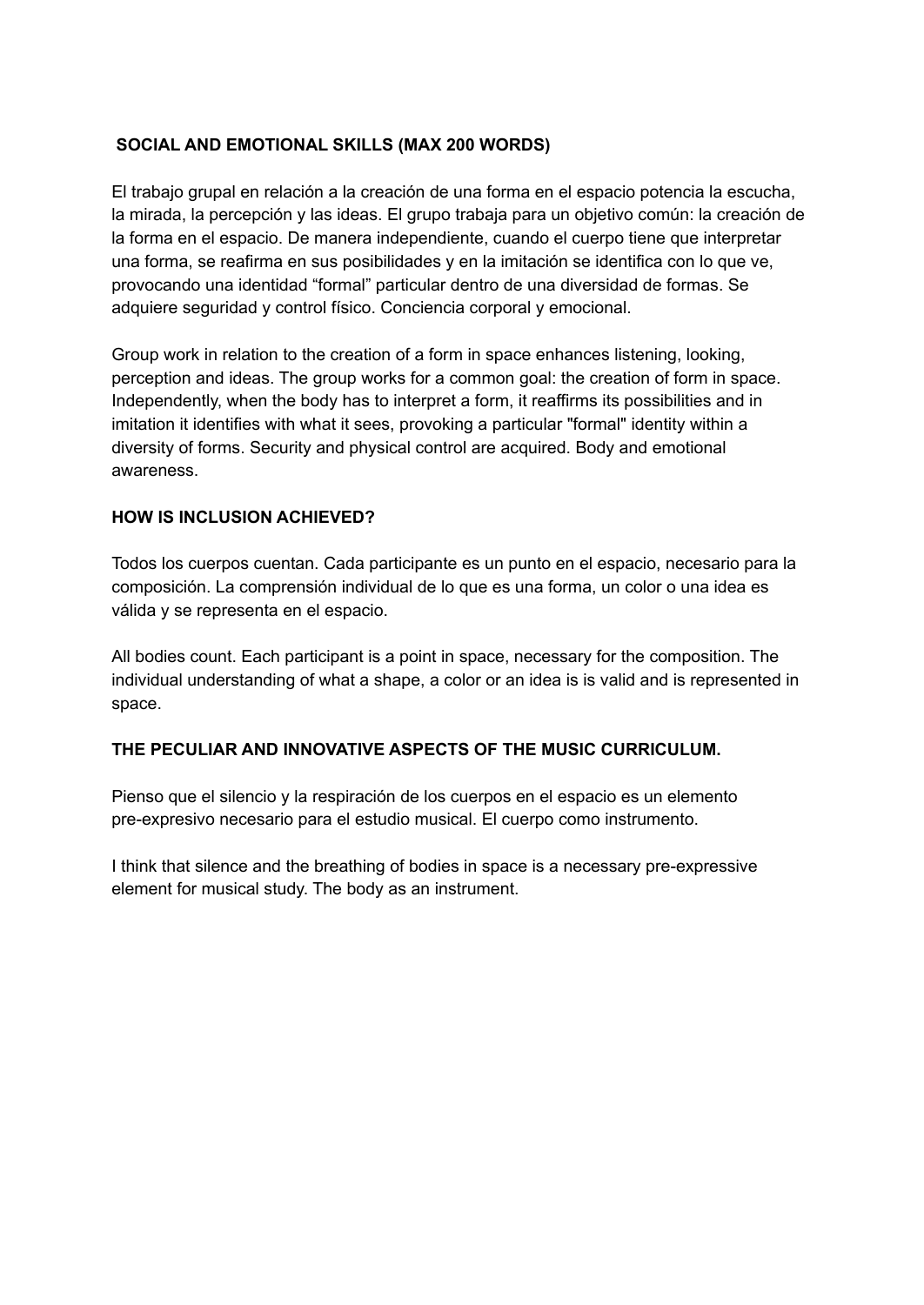**SOCIAL AND EMOTIONAL SKILLS (MAX 200 WORDS)**

El trabajo grupal en relación a la creación de una forma en el espacio potencia la escucha, la mirada, la percepción y las ideas. El grupo trabaja para un objetivo común: la creación de la forma en el espacio. De manera independiente, cuando el cuerpo tiene que interpretar una forma, se reafirma en sus posibilidades y en la imitación se identifica con lo que ve, provocando una identidad "formal" particular dentro de una diversidad de formas. Se adquiere seguridad y control físico. Conciencia corporal y emocional.

Group work in relation to the creation of a form in space enhances listening, looking, perception and ideas. The group works for a common goal: the creation of form in space. Independently, when the body has to interpret a form, it reaffirms its possibilities and in imitation it identifies with what it sees, provoking a particular "formal" identity within a diversity of forms. Security and physical control are acquired. Body and emotional awareness.

**HOW IS INCLUSION ACHIEVED?**

Todos los cuerpos cuentan. Cada participante es un punto en el espacio, necesario para la composición. La comprensión individual de lo que es una forma, un color o una idea es válida y se representa en el espacio.

All bodies count. Each participant is a point in space, necessary for the composition. The individual understanding of what a shape, a color or an idea is is valid and is represented in space.

**THE PECULIAR AND INNOVATIVE ASPECTS OF THE MUSIC CURRICULUM.**

Pienso que el silencio y la respiración de los cuerpos en el espacio es un elemento pre-expresivo necesario para el estudio musical. El cuerpo como instrumento.

I think that silence and the breathing of bodies in space is a necessary pre-expressive element for musical study. The body as an instrument.